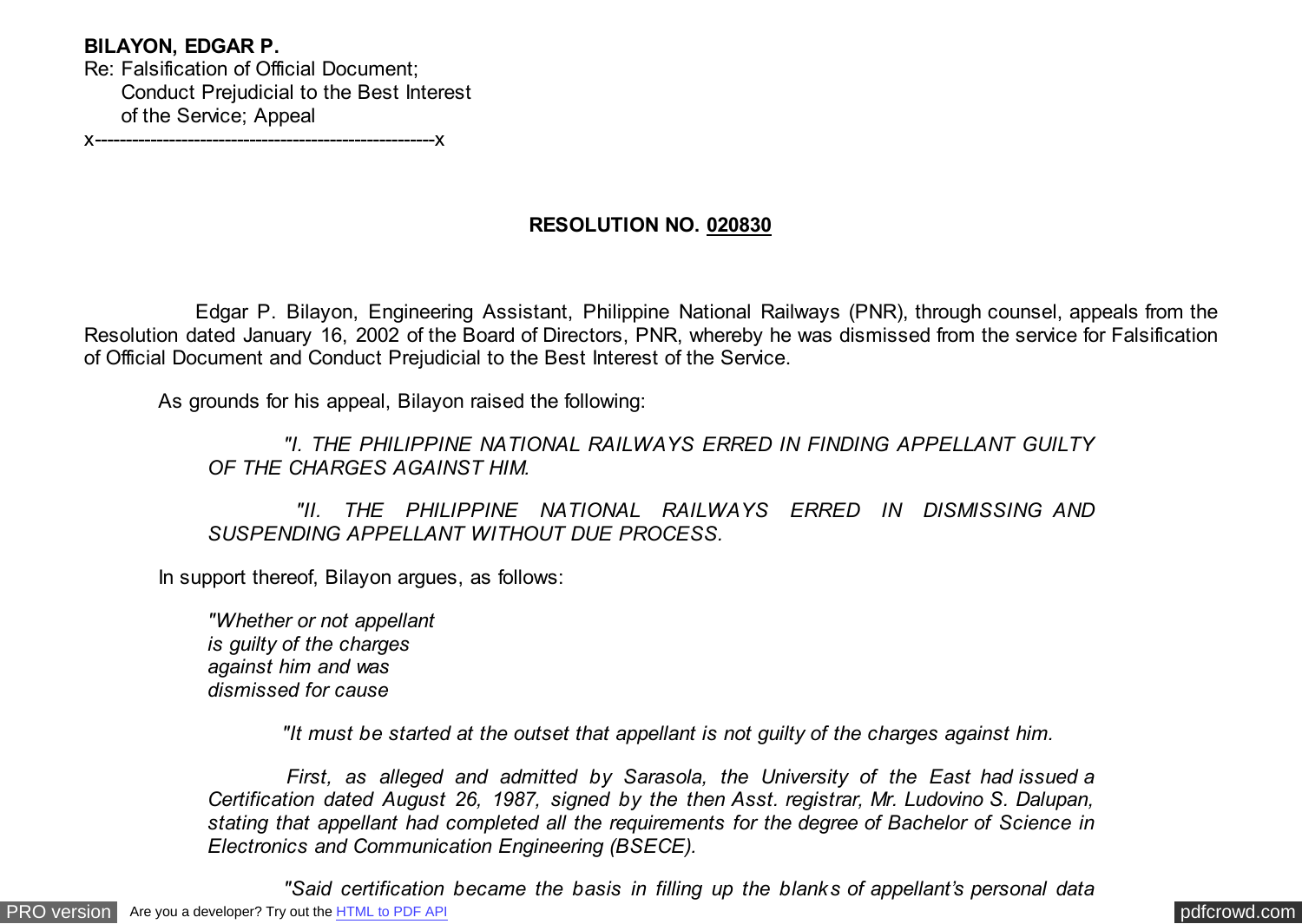**BILAYON, EDGAR P.**
Re: Falsification of Official Document;
Conduct Prejudicial to the Best Interest
of the Service; Appeal
x-------------------------------------------------------x

**RESOLUTION NO. <u>020830</u>**

Edgar P. Bilayon, Engineering Assistant, Philippine National Railways (PNR), through counsel, appeals from the Resolution dated January 16, 2002 of the Board of Directors, PNR, whereby he was dismissed from the service for Falsification of Official Document and Conduct Prejudicial to the Best Interest of the Service.

As grounds for his appeal, Bilayon raised the following:

> *"I. THE PHILIPPINE NATIONAL RAILWAYS ERRED IN FINDING APPELLANT GUILTY OF THE CHARGES AGAINST HIM.*
>
> *"II. THE PHILIPPINE NATIONAL RAILWAYS ERRED IN DISMISSING AND SUSPENDING APPELLANT WITHOUT DUE PROCESS.*

In support thereof, Bilayon argues, as follows:

> *"Whether or not appellant is guilty of the charges against him and was dismissed for cause*
>
> *"It must be started at the outset that appellant is not guilty of the charges against him.*
>
> *First, as alleged and admitted by Sarasola, the University of the East had issued a Certification dated August 26, 1987, signed by the then Asst. registrar, Mr. Ludovino S. Dalupan, stating that appellant had completed all the requirements for the degree of Bachelor of Science in Electronics and Communication Engineering (BSECE).*
>
> *"Said certification became the basis in filling up the blanks of appellant's personal data*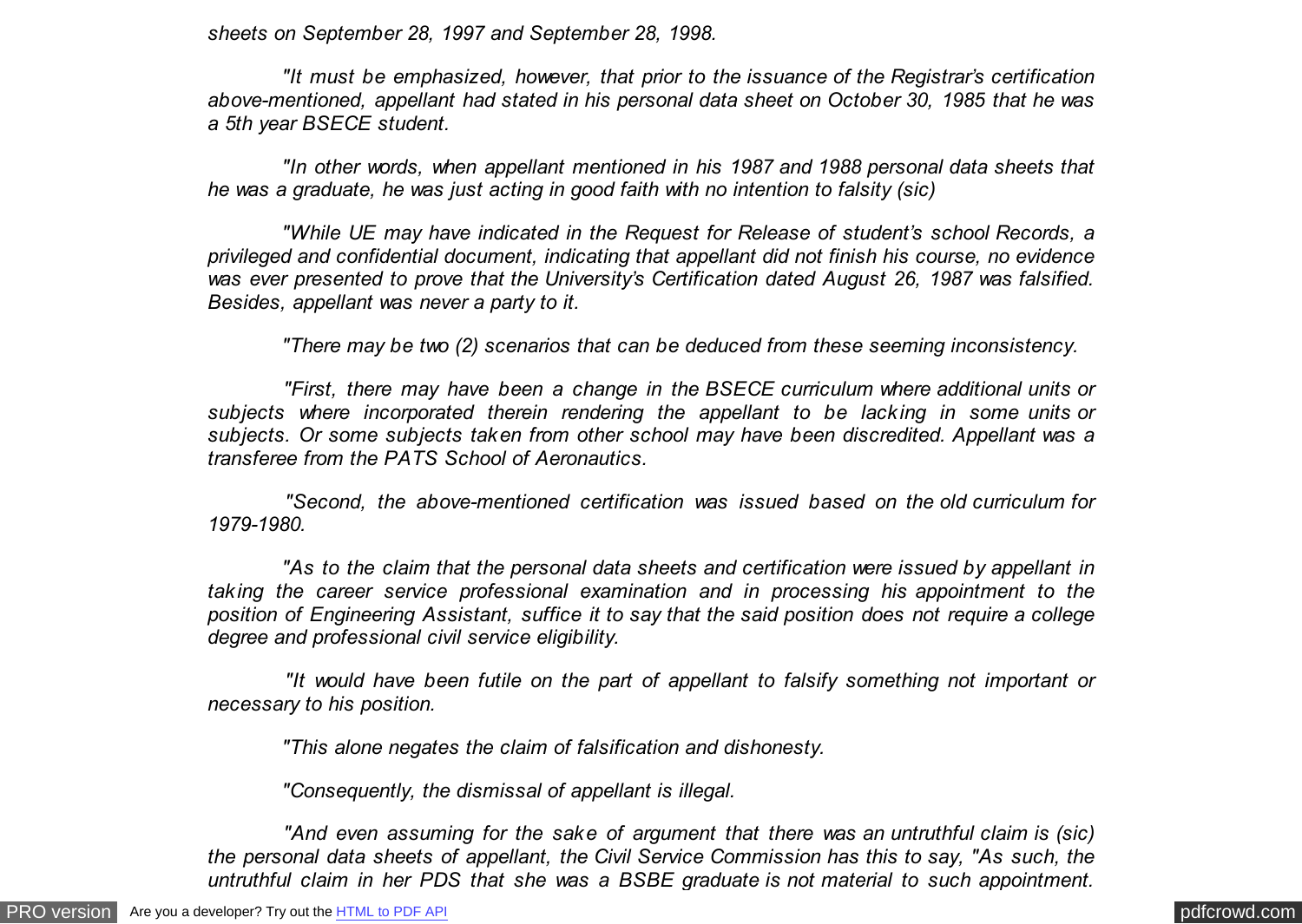*sheets on September 28, 1997 and September 28, 1998.*

*"It must be emphasized, however, that prior to the issuance of the Registrar's certification above-mentioned, appellant had stated in his personal data sheet on October 30, 1985 that he was a 5th year BSECE student.*

*"In other words, when appellant mentioned in his 1987 and 1988 personal data sheets that he was a graduate, he was just acting in good faith with no intention to falsity (sic)*

*"While UE may have indicated in the Request for Release of student's school Records, a privileged and confidential document, indicating that appellant did not finish his course, no evidence was ever presented to prove that the University's Certification dated August 26, 1987 was falsified. Besides, appellant was never a party to it.*

*"There may be two (2) scenarios that can be deduced from these seeming inconsistency.*

*"First, there may have been a change in the BSECE curriculum where additional units or subjects where incorporated therein rendering the appellant to be lacking in some units or subjects. Or some subjects taken from other school may have been discredited. Appellant was a transferee from the PATS School of Aeronautics.*

*"Second, the above-mentioned certification was issued based on the old curriculum for 1979-1980.*

*"As to the claim that the personal data sheets and certification were issued by appellant in taking the career service professional examination and in processing his appointment to the position of Engineering Assistant, suffice it to say that the said position does not require a college degree and professional civil service eligibility.*

*"It would have been futile on the part of appellant to falsify something not important or necessary to his position.*

*"This alone negates the claim of falsification and dishonesty.*

*"Consequently, the dismissal of appellant is illegal.*

*"And even assuming for the sake of argument that there was an untruthful claim is (sic) the personal data sheets of appellant, the Civil Service Commission has this to say, "As such, the untruthful claim in her PDS that she was a BSBE graduate is not material to such appointment.*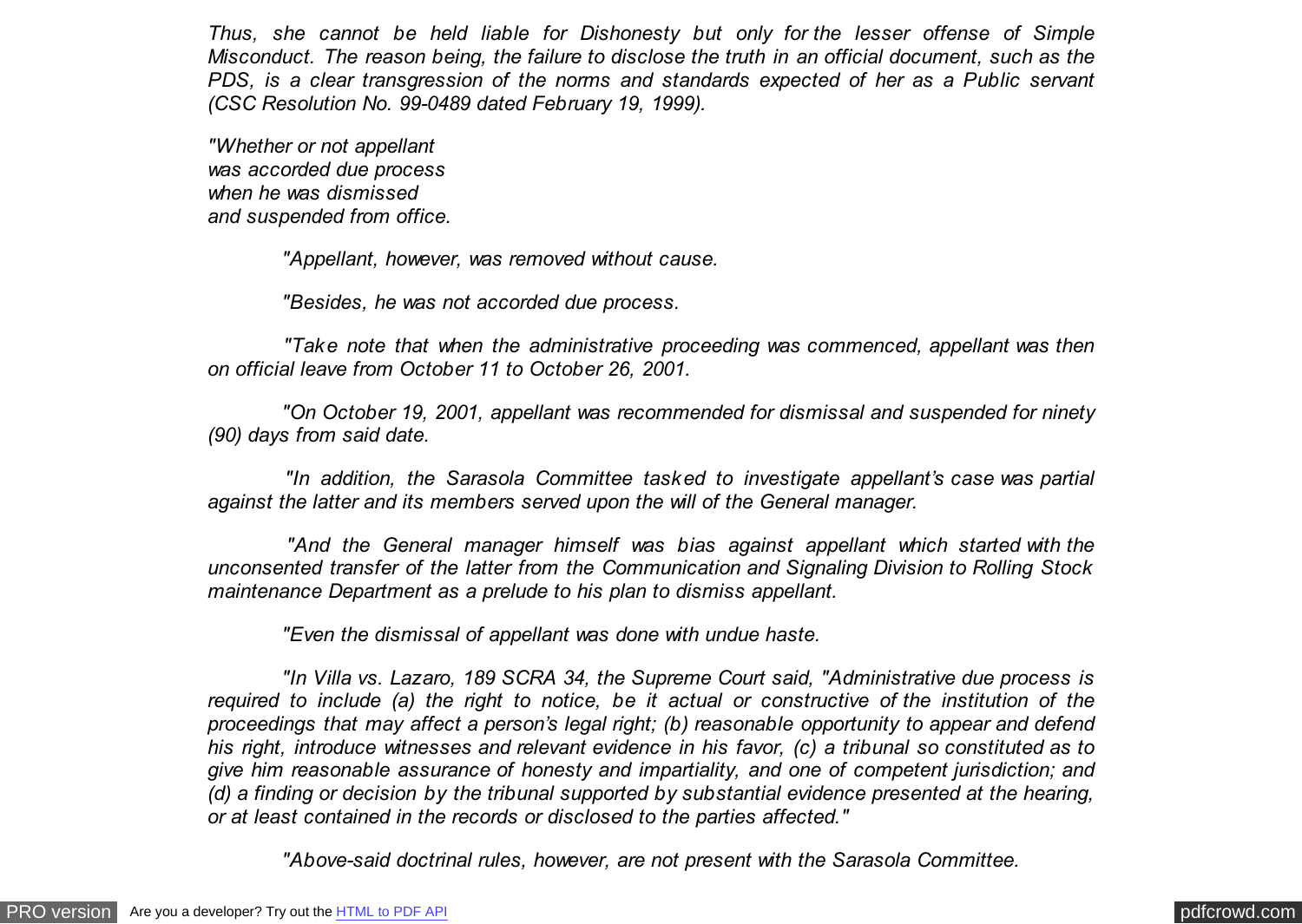*Thus, she cannot be held liable for Dishonesty but only for the lesser offense of Simple Misconduct. The reason being, the failure to disclose the truth in an official document, such as the PDS, is a clear transgression of the norms and standards expected of her as a Public servant (CSC Resolution No. 99-0489 dated February 19, 1999).*

*"Whether or not appellant was accorded due process when he was dismissed and suspended from office.*

*"Appellant, however, was removed without cause.*

*"Besides, he was not accorded due process.*

*"Take note that when the administrative proceeding was commenced, appellant was then on official leave from October 11 to October 26, 2001.*

*"On October 19, 2001, appellant was recommended for dismissal and suspended for ninety (90) days from said date.*

*"In addition, the Sarasola Committee tasked to investigate appellant's case was partial against the latter and its members served upon the will of the General manager.*

*"And the General manager himself was bias against appellant which started with the unconsented transfer of the latter from the Communication and Signaling Division to Rolling Stock maintenance Department as a prelude to his plan to dismiss appellant.*

*"Even the dismissal of appellant was done with undue haste.*

*"In Villa vs. Lazaro, 189 SCRA 34, the Supreme Court said, "Administrative due process is required to include (a) the right to notice, be it actual or constructive of the institution of the proceedings that may affect a person's legal right; (b) reasonable opportunity to appear and defend his right, introduce witnesses and relevant evidence in his favor, (c) a tribunal so constituted as to give him reasonable assurance of honesty and impartiality, and one of competent jurisdiction; and (d) a finding or decision by the tribunal supported by substantial evidence presented at the hearing, or at least contained in the records or disclosed to the parties affected."*

*"Above-said doctrinal rules, however, are not present with the Sarasola Committee.*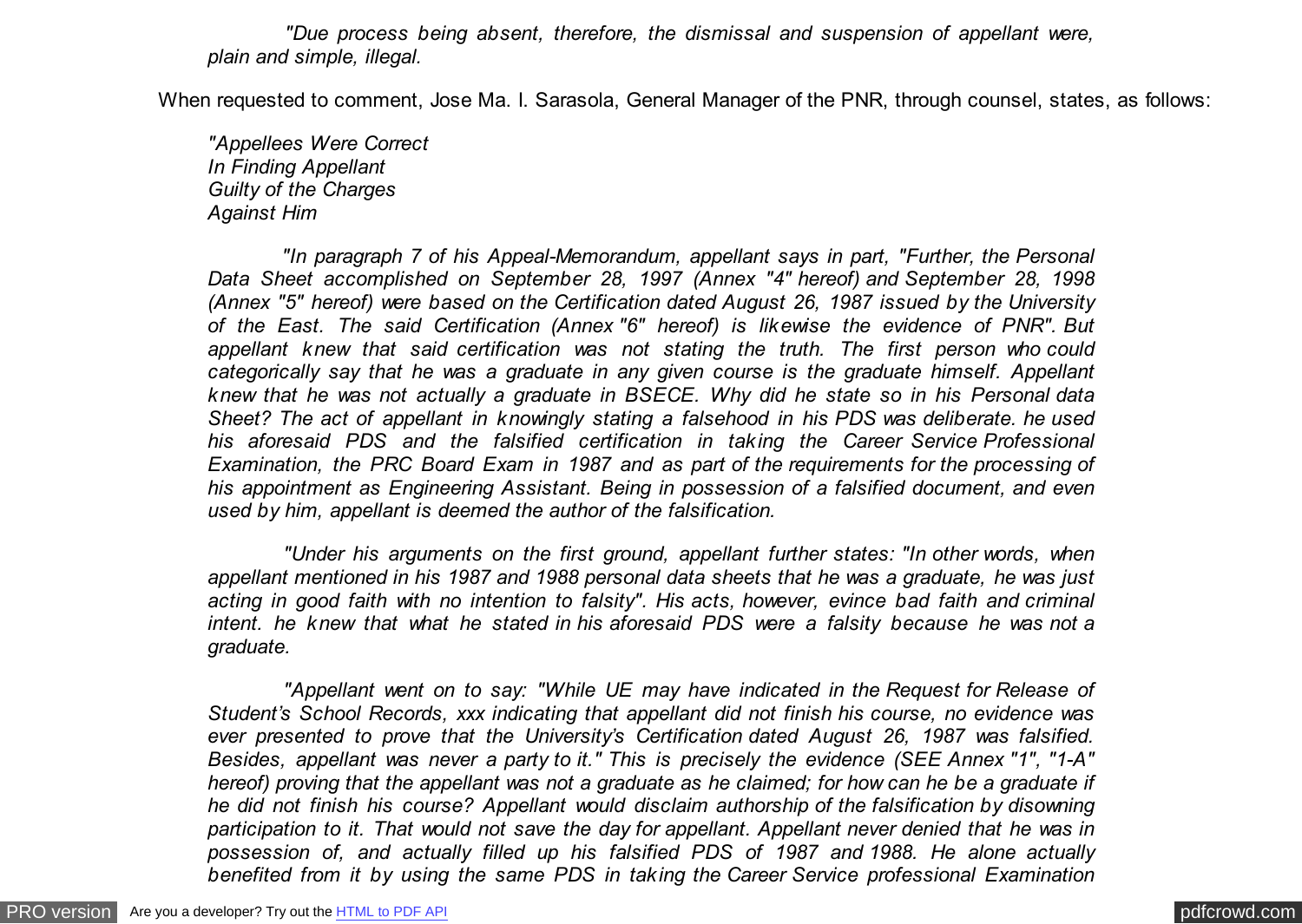*"Due process being absent, therefore, the dismissal and suspension of appellant were, plain and simple, illegal.*

When requested to comment, Jose Ma. I. Sarasola, General Manager of the PNR, through counsel, states, as follows:

*"Appellees Were Correct*
*In Finding Appellant*
*Guilty of the Charges*
*Against Him*

*"In paragraph 7 of his Appeal-Memorandum, appellant says in part, "Further, the Personal Data Sheet accomplished on September 28, 1997 (Annex "4" hereof) and September 28, 1998 (Annex "5" hereof) were based on the Certification dated August 26, 1987 issued by the University of the East. The said Certification (Annex "6" hereof) is likewise the evidence of PNR". But appellant knew that said certification was not stating the truth. The first person who could categorically say that he was a graduate in any given course is the graduate himself. Appellant knew that he was not actually a graduate in BSECE. Why did he state so in his Personal data Sheet? The act of appellant in knowingly stating a falsehood in his PDS was deliberate. he used his aforesaid PDS and the falsified certification in taking the Career Service Professional Examination, the PRC Board Exam in 1987 and as part of the requirements for the processing of his appointment as Engineering Assistant. Being in possession of a falsified document, and even used by him, appellant is deemed the author of the falsification.*

*"Under his arguments on the first ground, appellant further states: "In other words, when appellant mentioned in his 1987 and 1988 personal data sheets that he was a graduate, he was just acting in good faith with no intention to falsity". His acts, however, evince bad faith and criminal intent. he knew that what he stated in his aforesaid PDS were a falsity because he was not a graduate.*

*"Appellant went on to say: "While UE may have indicated in the Request for Release of Student's School Records, xxx indicating that appellant did not finish his course, no evidence was ever presented to prove that the University's Certification dated August 26, 1987 was falsified. Besides, appellant was never a party to it." This is precisely the evidence (SEE Annex "1", "1-A" hereof) proving that the appellant was not a graduate as he claimed; for how can he be a graduate if he did not finish his course? Appellant would disclaim authorship of the falsification by disowning participation to it. That would not save the day for appellant. Appellant never denied that he was in possession of, and actually filled up his falsified PDS of 1987 and 1988. He alone actually benefited from it by using the same PDS in taking the Career Service professional Examination*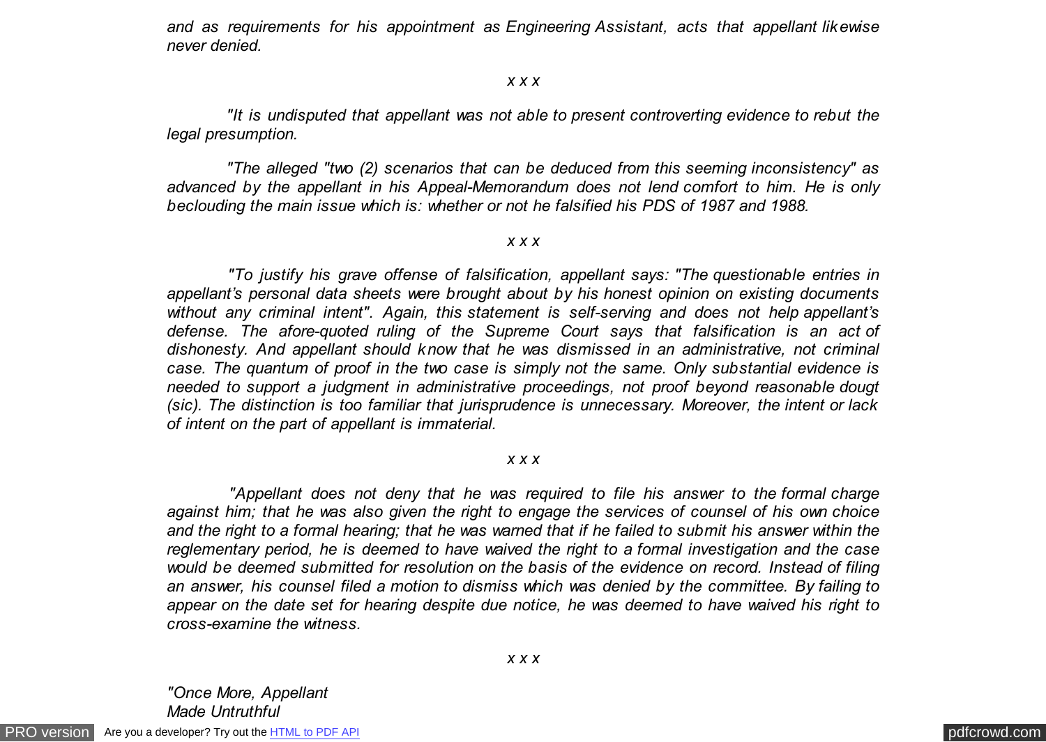*and as requirements for his appointment as Engineering Assistant, acts that appellant likewise never denied.*

*x x x*

*"It is undisputed that appellant was not able to present controverting evidence to rebut the legal presumption.*

*"The alleged "two (2) scenarios that can be deduced from this seeming inconsistency" as advanced by the appellant in his Appeal-Memorandum does not lend comfort to him. He is only beclouding the main issue which is: whether or not he falsified his PDS of 1987 and 1988.*

*x x x*

*"To justify his grave offense of falsification, appellant says: "The questionable entries in appellant's personal data sheets were brought about by his honest opinion on existing documents without any criminal intent". Again, this statement is self-serving and does not help appellant's defense. The afore-quoted ruling of the Supreme Court says that falsification is an act of dishonesty. And appellant should know that he was dismissed in an administrative, not criminal case. The quantum of proof in the two case is simply not the same. Only substantial evidence is needed to support a judgment in administrative proceedings, not proof beyond reasonable dougt (sic). The distinction is too familiar that jurisprudence is unnecessary. Moreover, the intent or lack of intent on the part of appellant is immaterial.*

*x x x*

*"Appellant does not deny that he was required to file his answer to the formal charge against him; that he was also given the right to engage the services of counsel of his own choice and the right to a formal hearing; that he was warned that if he failed to submit his answer within the reglementary period, he is deemed to have waived the right to a formal investigation and the case would be deemed submitted for resolution on the basis of the evidence on record. Instead of filing an answer, his counsel filed a motion to dismiss which was denied by the committee. By failing to appear on the date set for hearing despite due notice, he was deemed to have waived his right to cross-examine the witness.*

*x x x*

*"Once More, Appellant*
*Made Untruthful*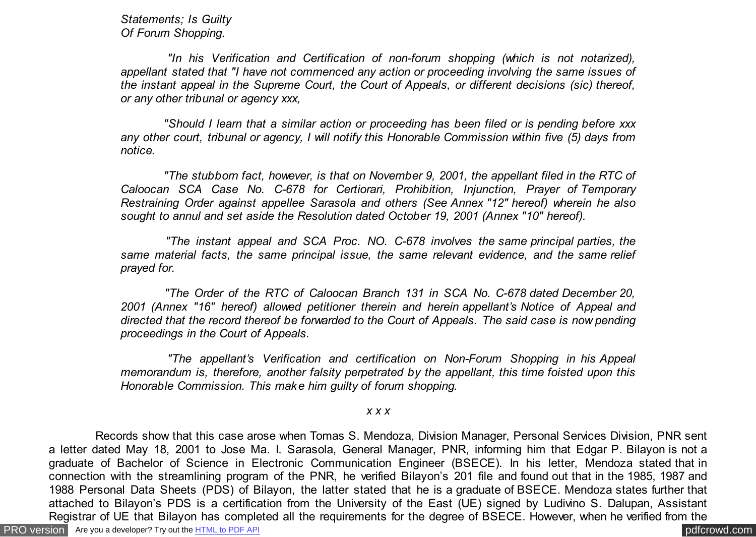*Statements; Is Guilty Of Forum Shopping.*

*"In his Verification and Certification of non-forum shopping (which is not notarized), appellant stated that "I have not commenced any action or proceeding involving the same issues of the instant appeal in the Supreme Court, the Court of Appeals, or different decisions (sic) thereof, or any other tribunal or agency xxx,*

*"Should I learn that a similar action or proceeding has been filed or is pending before xxx any other court, tribunal or agency, I will notify this Honorable Commission within five (5) days from notice.*

*"The stubborn fact, however, is that on November 9, 2001, the appellant filed in the RTC of Caloocan SCA Case No. C-678 for Certiorari, Prohibition, Injunction, Prayer of Temporary Restraining Order against appellee Sarasola and others (See Annex "12" hereof) wherein he also sought to annul and set aside the Resolution dated October 19, 2001 (Annex "10" hereof).*

*"The instant appeal and SCA Proc. NO. C-678 involves the same principal parties, the same material facts, the same principal issue, the same relevant evidence, and the same relief prayed for.*

*"The Order of the RTC of Caloocan Branch 131 in SCA No. C-678 dated December 20, 2001 (Annex "16" hereof) allowed petitioner therein and herein appellant's Notice of Appeal and directed that the record thereof be forwarded to the Court of Appeals. The said case is now pending proceedings in the Court of Appeals.*

*"The appellant's Verification and certification on Non-Forum Shopping in his Appeal memorandum is, therefore, another falsity perpetrated by the appellant, this time foisted upon this Honorable Commission. This make him guilty of forum shopping.*

*x x x*

Records show that this case arose when Tomas S. Mendoza, Division Manager, Personal Services Division, PNR sent a letter dated May 18, 2001 to Jose Ma. I. Sarasola, General Manager, PNR, informing him that Edgar P. Bilayon is not a graduate of Bachelor of Science in Electronic Communication Engineer (BSECE). In his letter, Mendoza stated that in connection with the streamlining program of the PNR, he verified Bilayon's 201 file and found out that in the 1985, 1987 and 1988 Personal Data Sheets (PDS) of Bilayon, the latter stated that he is a graduate of BSECE. Mendoza states further that attached to Bilayon's PDS is a certification from the University of the East (UE) signed by Ludivino S. Dalupan, Assistant Registrar of UE that Bilayon has completed all the requirements for the degree of BSECE. However, when he verified from the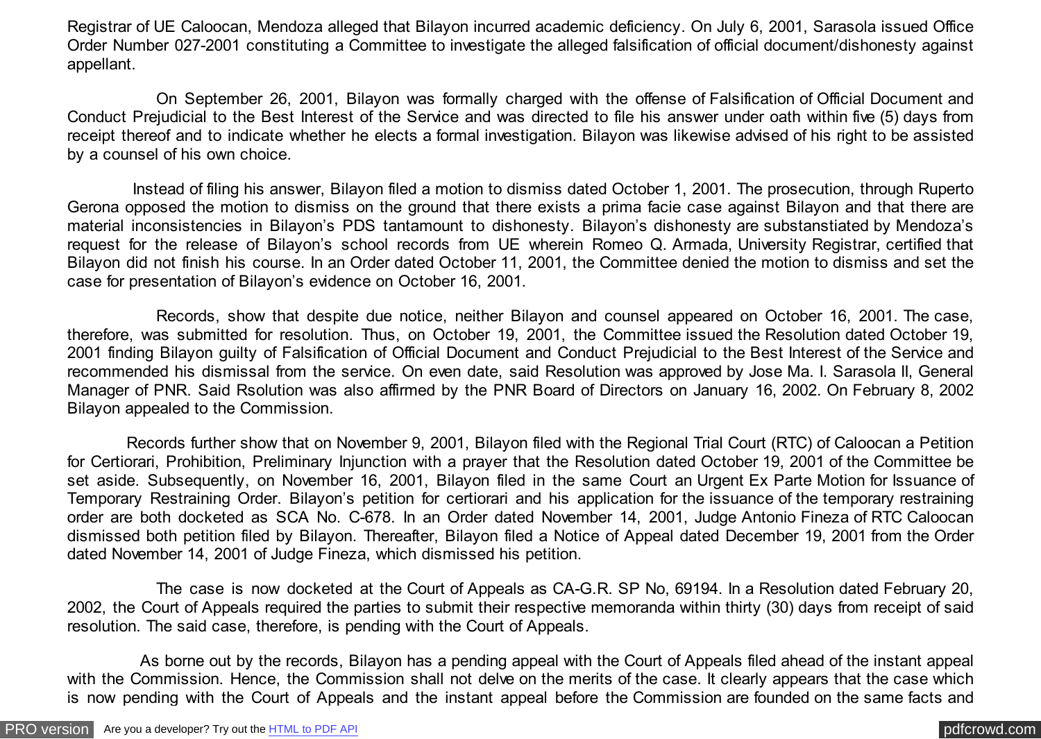Registrar of UE Caloocan, Mendoza alleged that Bilayon incurred academic deficiency. On July 6, 2001, Sarasola issued Office Order Number 027-2001 constituting a Committee to investigate the alleged falsification of official document/dishonesty against appellant.

On September 26, 2001, Bilayon was formally charged with the offense of Falsification of Official Document and Conduct Prejudicial to the Best Interest of the Service and was directed to file his answer under oath within five (5) days from receipt thereof and to indicate whether he elects a formal investigation. Bilayon was likewise advised of his right to be assisted by a counsel of his own choice.

Instead of filing his answer, Bilayon filed a motion to dismiss dated October 1, 2001. The prosecution, through Ruperto Gerona opposed the motion to dismiss on the ground that there exists a prima facie case against Bilayon and that there are material inconsistencies in Bilayon's PDS tantamount to dishonesty. Bilayon's dishonesty are substanstiated by Mendoza's request for the release of Bilayon's school records from UE wherein Romeo Q. Armada, University Registrar, certified that Bilayon did not finish his course. In an Order dated October 11, 2001, the Committee denied the motion to dismiss and set the case for presentation of Bilayon's evidence on October 16, 2001.

Records, show that despite due notice, neither Bilayon and counsel appeared on October 16, 2001. The case, therefore, was submitted for resolution. Thus, on October 19, 2001, the Committee issued the Resolution dated October 19, 2001 finding Bilayon guilty of Falsification of Official Document and Conduct Prejudicial to the Best Interest of the Service and recommended his dismissal from the service. On even date, said Resolution was approved by Jose Ma. I. Sarasola II, General Manager of PNR. Said Rsolution was also affirmed by the PNR Board of Directors on January 16, 2002. On February 8, 2002 Bilayon appealed to the Commission.

Records further show that on November 9, 2001, Bilayon filed with the Regional Trial Court (RTC) of Caloocan a Petition for Certiorari, Prohibition, Preliminary Injunction with a prayer that the Resolution dated October 19, 2001 of the Committee be set aside. Subsequently, on November 16, 2001, Bilayon filed in the same Court an Urgent Ex Parte Motion for Issuance of Temporary Restraining Order. Bilayon's petition for certiorari and his application for the issuance of the temporary restraining order are both docketed as SCA No. C-678. In an Order dated November 14, 2001, Judge Antonio Fineza of RTC Caloocan dismissed both petition filed by Bilayon. Thereafter, Bilayon filed a Notice of Appeal dated December 19, 2001 from the Order dated November 14, 2001 of Judge Fineza, which dismissed his petition.

The case is now docketed at the Court of Appeals as CA-G.R. SP No, 69194. In a Resolution dated February 20, 2002, the Court of Appeals required the parties to submit their respective memoranda within thirty (30) days from receipt of said resolution. The said case, therefore, is pending with the Court of Appeals.

As borne out by the records, Bilayon has a pending appeal with the Court of Appeals filed ahead of the instant appeal with the Commission. Hence, the Commission shall not delve on the merits of the case. It clearly appears that the case which is now pending with the Court of Appeals and the instant appeal before the Commission are founded on the same facts and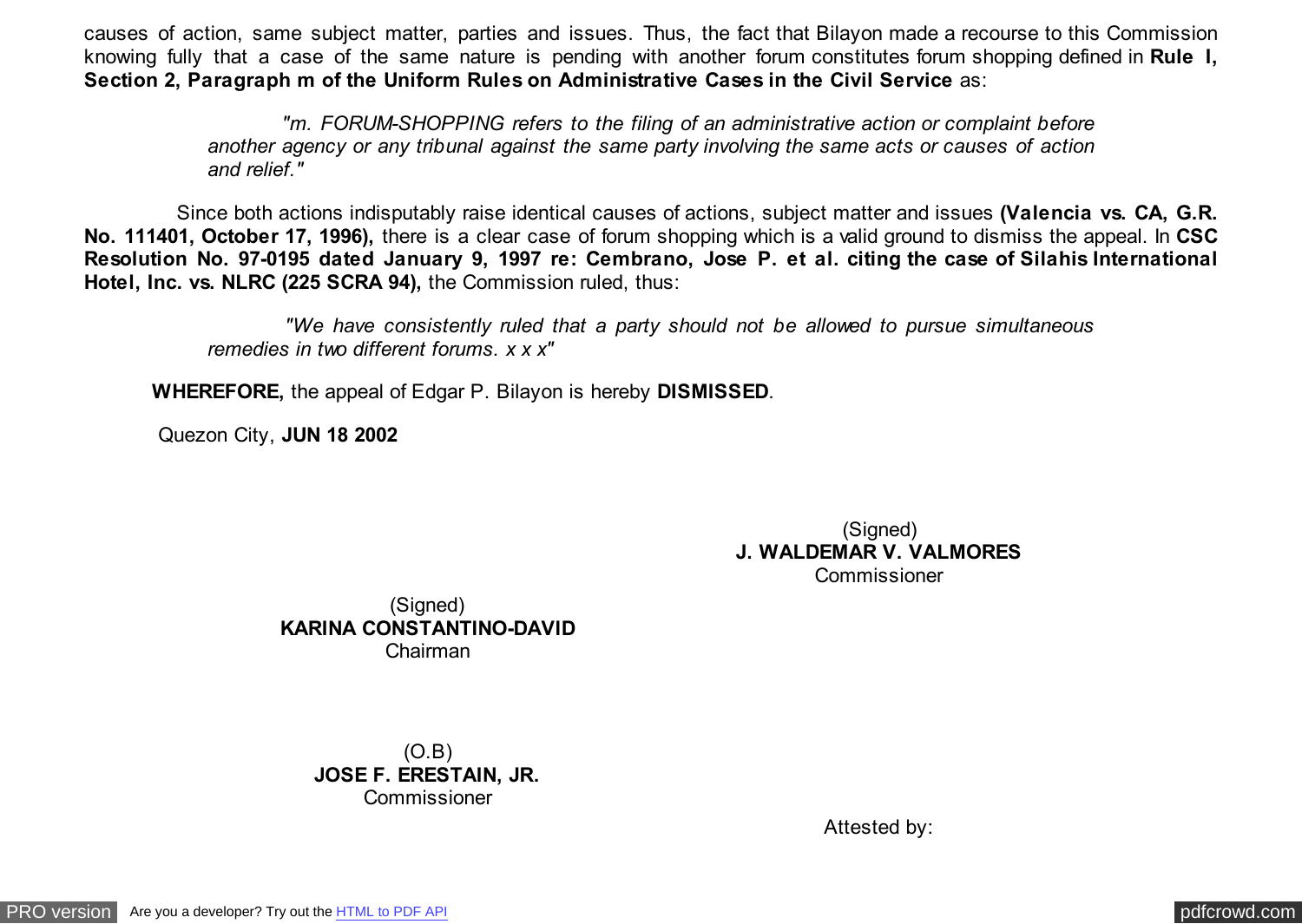causes of action, same subject matter, parties and issues. Thus, the fact that Bilayon made a recourse to this Commission knowing fully that a case of the same nature is pending with another forum constitutes forum shopping defined in **Rule I, Section 2, Paragraph m of the Uniform Rules on Administrative Cases in the Civil Service** as:

> *"m. FORUM-SHOPPING refers to the filing of an administrative action or complaint before another agency or any tribunal against the same party involving the same acts or causes of action and relief."*

Since both actions indisputably raise identical causes of actions, subject matter and issues **(Valencia vs. CA, G.R. No. 111401, October 17, 1996),** there is a clear case of forum shopping which is a valid ground to dismiss the appeal. In **CSC Resolution No. 97-0195 dated January 9, 1997 re: Cembrano, Jose P. et al. citing the case of Silahis International Hotel, Inc. vs. NLRC (225 SCRA 94),** the Commission ruled, thus:

> *"We have consistently ruled that a party should not be allowed to pursue simultaneous remedies in two different forums. x x x"*

**WHEREFORE,** the appeal of Edgar P. Bilayon is hereby **DISMISSED**.

Quezon City, **JUN 18 2002**

(Signed)
**J. WALDEMAR V. VALMORES**
Commissioner

(Signed)
**KARINA CONSTANTINO-DAVID**
Chairman

(O.B)
**JOSE F. ERESTAIN, JR.**
Commissioner

Attested by: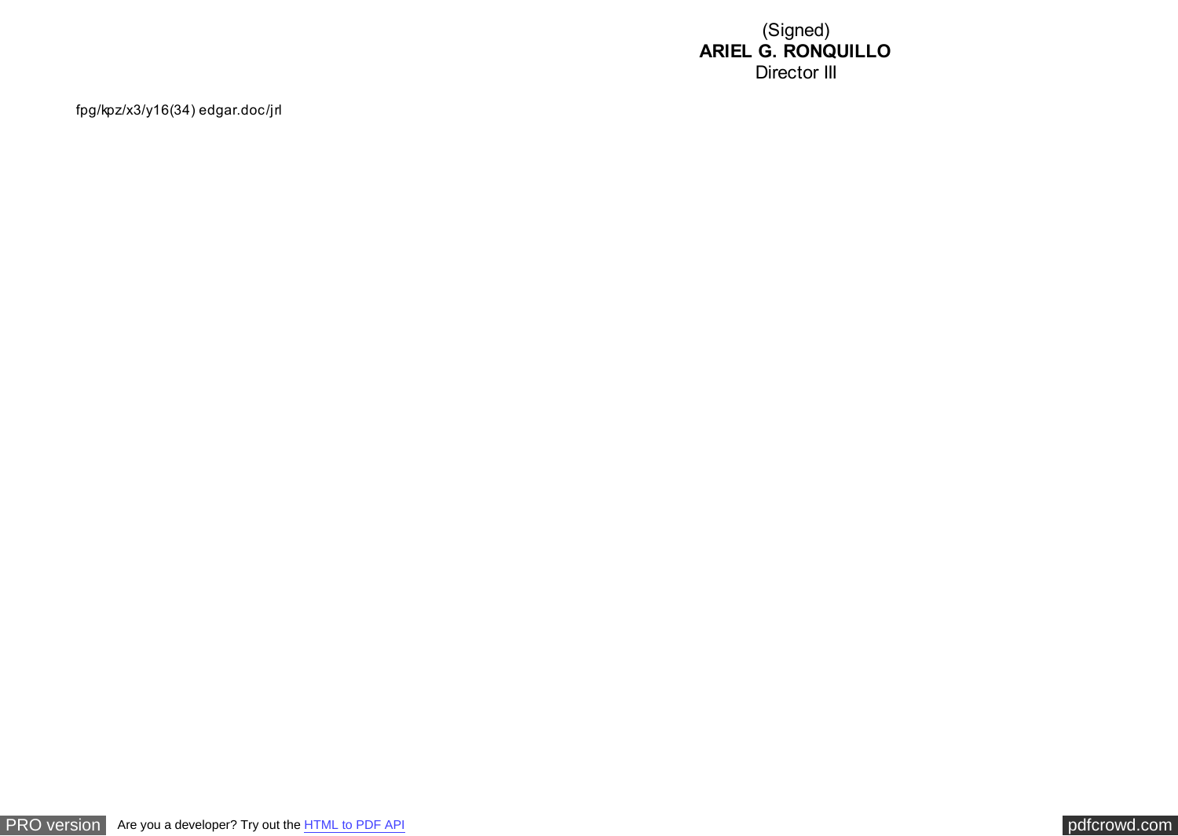(Signed)
**ARIEL G. RONQUILLO**
Director III

fpg/kpz/x3/y16(34) edgar.doc/jrl